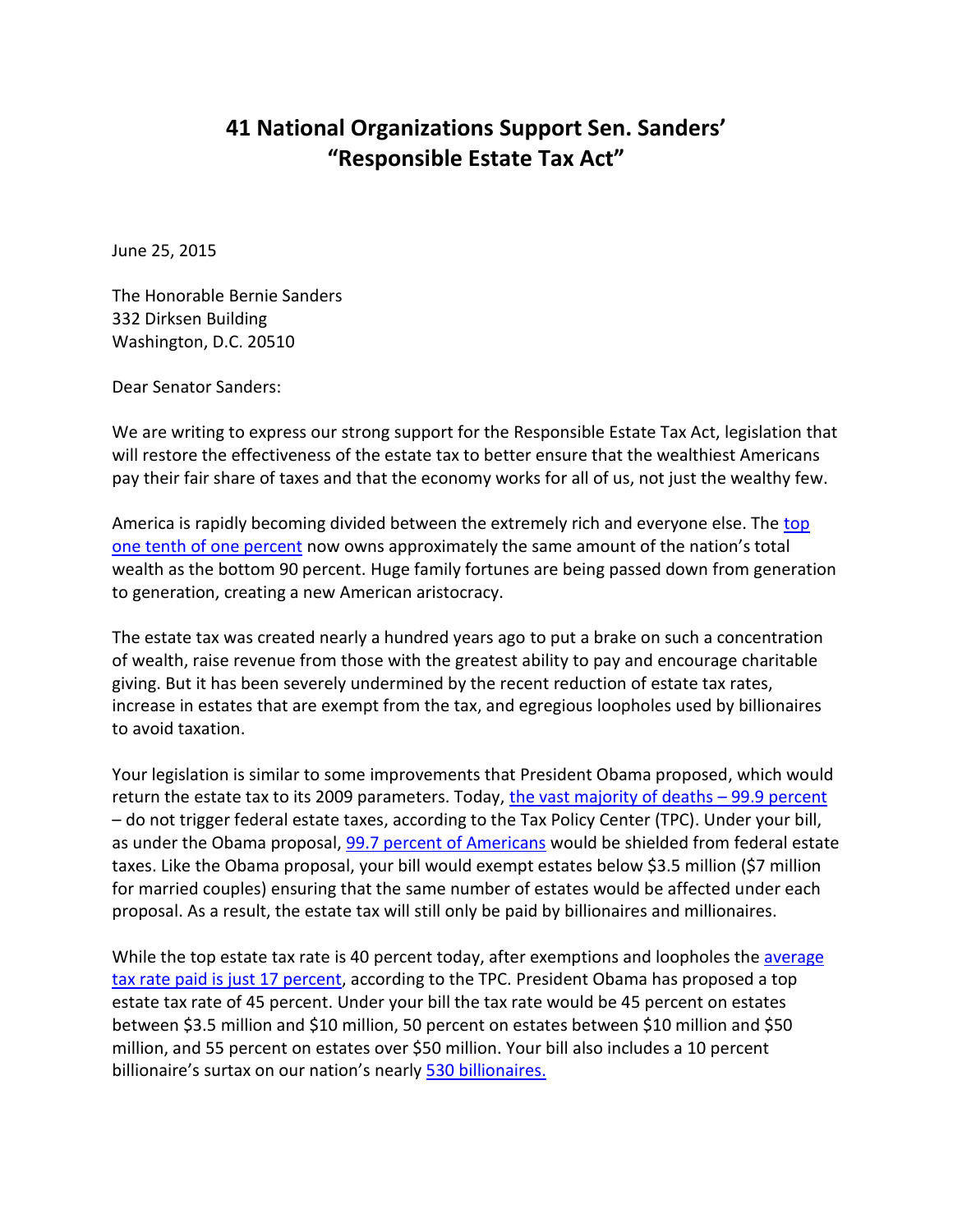# 41 National Organizations Support Sen. Sanders' "Responsible Estate Tax Act"

June 25, 2015

The Honorable Bernie Sanders
332 Dirksen Building
Washington, D.C. 20510

Dear Senator Sanders:

We are writing to express our strong support for the Responsible Estate Tax Act, legislation that will restore the effectiveness of the estate tax to better ensure that the wealthiest Americans pay their fair share of taxes and that the economy works for all of us, not just the wealthy few.

America is rapidly becoming divided between the extremely rich and everyone else. The top one tenth of one percent now owns approximately the same amount of the nation's total wealth as the bottom 90 percent. Huge family fortunes are being passed down from generation to generation, creating a new American aristocracy.

The estate tax was created nearly a hundred years ago to put a brake on such a concentration of wealth, raise revenue from those with the greatest ability to pay and encourage charitable giving. But it has been severely undermined by the recent reduction of estate tax rates, increase in estates that are exempt from the tax, and egregious loopholes used by billionaires to avoid taxation.

Your legislation is similar to some improvements that President Obama proposed, which would return the estate tax to its 2009 parameters. Today, the vast majority of deaths – 99.9 percent – do not trigger federal estate taxes, according to the Tax Policy Center (TPC). Under your bill, as under the Obama proposal, 99.7 percent of Americans would be shielded from federal estate taxes. Like the Obama proposal, your bill would exempt estates below $3.5 million ($7 million for married couples) ensuring that the same number of estates would be affected under each proposal. As a result, the estate tax will still only be paid by billionaires and millionaires.

While the top estate tax rate is 40 percent today, after exemptions and loopholes the average tax rate paid is just 17 percent, according to the TPC. President Obama has proposed a top estate tax rate of 45 percent. Under your bill the tax rate would be 45 percent on estates between $3.5 million and $10 million, 50 percent on estates between $10 million and $50 million, and 55 percent on estates over $50 million. Your bill also includes a 10 percent billionaire's surtax on our nation's nearly 530 billionaires.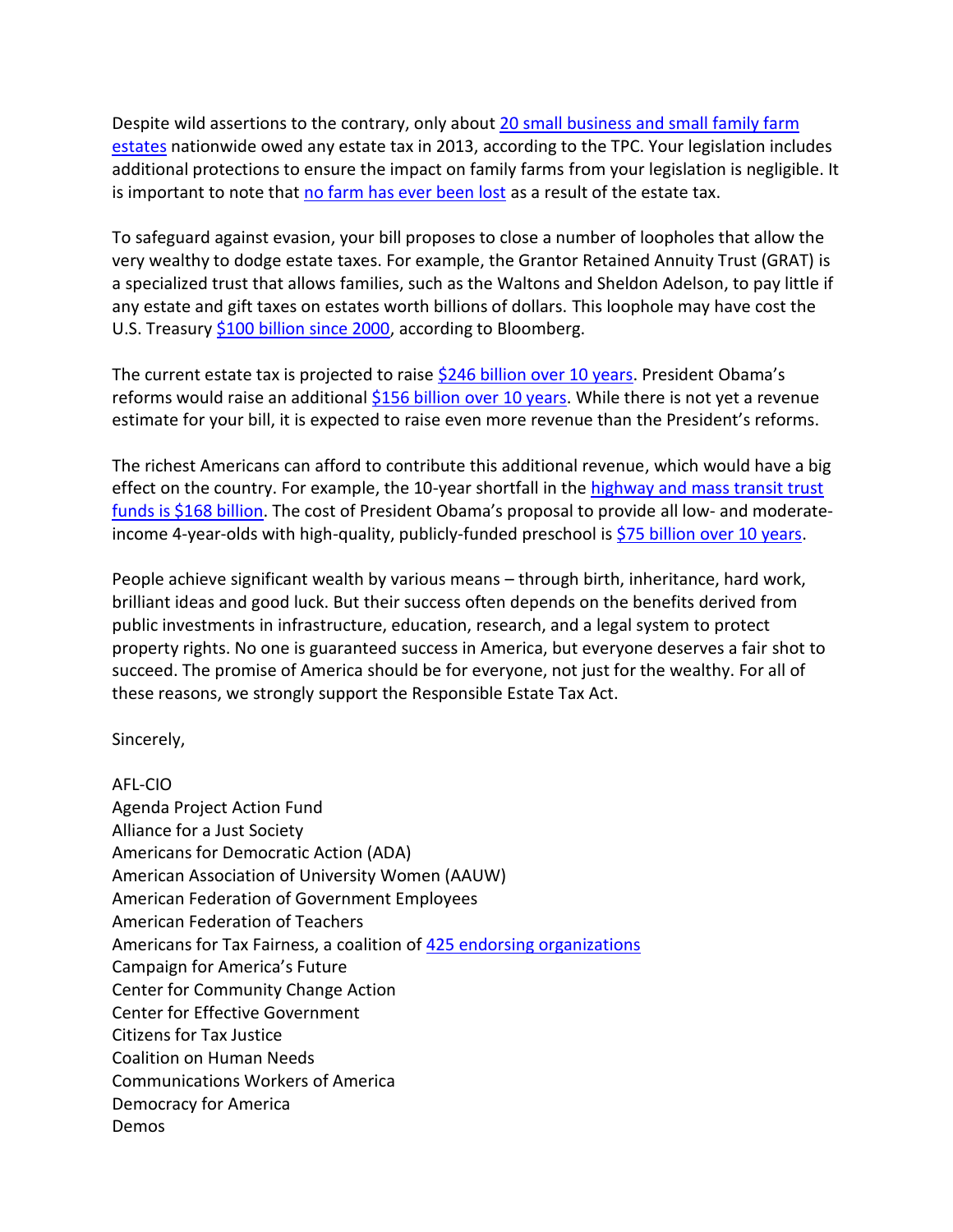Despite wild assertions to the contrary, only about 20 small business and small family farm estates nationwide owed any estate tax in 2013, according to the TPC. Your legislation includes additional protections to ensure the impact on family farms from your legislation is negligible. It is important to note that no farm has ever been lost as a result of the estate tax.

To safeguard against evasion, your bill proposes to close a number of loopholes that allow the very wealthy to dodge estate taxes. For example, the Grantor Retained Annuity Trust (GRAT) is a specialized trust that allows families, such as the Waltons and Sheldon Adelson, to pay little if any estate and gift taxes on estates worth billions of dollars. This loophole may have cost the U.S. Treasury $100 billion since 2000, according to Bloomberg.

The current estate tax is projected to raise $246 billion over 10 years. President Obama's reforms would raise an additional $156 billion over 10 years. While there is not yet a revenue estimate for your bill, it is expected to raise even more revenue than the President's reforms.

The richest Americans can afford to contribute this additional revenue, which would have a big effect on the country. For example, the 10-year shortfall in the highway and mass transit trust funds is $168 billion. The cost of President Obama's proposal to provide all low- and moderate-income 4-year-olds with high-quality, publicly-funded preschool is $75 billion over 10 years.

People achieve significant wealth by various means – through birth, inheritance, hard work, brilliant ideas and good luck. But their success often depends on the benefits derived from public investments in infrastructure, education, research, and a legal system to protect property rights. No one is guaranteed success in America, but everyone deserves a fair shot to succeed. The promise of America should be for everyone, not just for the wealthy. For all of these reasons, we strongly support the Responsible Estate Tax Act.

Sincerely,

AFL-CIO
Agenda Project Action Fund
Alliance for a Just Society
Americans for Democratic Action (ADA)
American Association of University Women (AAUW)
American Federation of Government Employees
American Federation of Teachers
Americans for Tax Fairness, a coalition of 425 endorsing organizations
Campaign for America's Future
Center for Community Change Action
Center for Effective Government
Citizens for Tax Justice
Coalition on Human Needs
Communications Workers of America
Democracy for America
Demos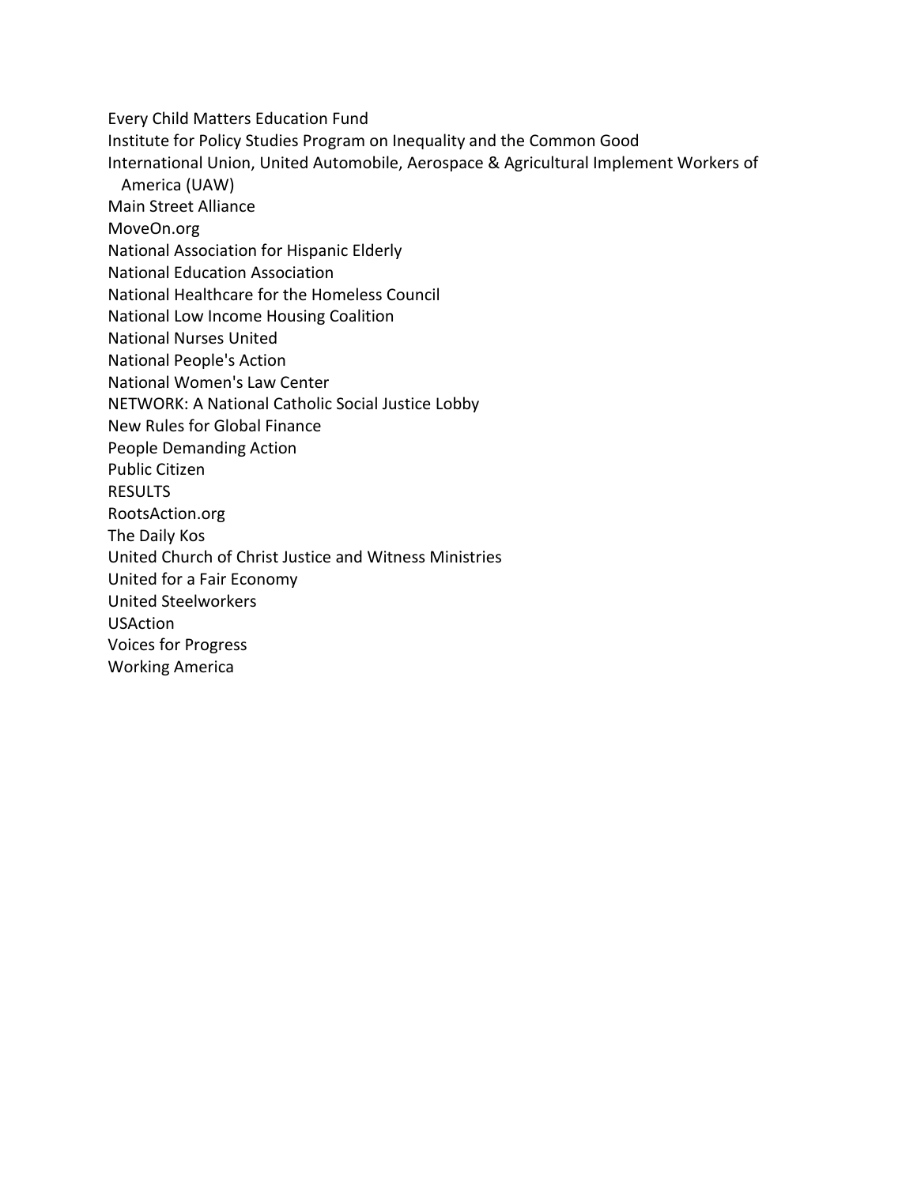Every Child Matters Education Fund
Institute for Policy Studies Program on Inequality and the Common Good
International Union, United Automobile, Aerospace & Agricultural Implement Workers of America (UAW)
Main Street Alliance
MoveOn.org
National Association for Hispanic Elderly
National Education Association
National Healthcare for the Homeless Council
National Low Income Housing Coalition
National Nurses United
National People's Action
National Women's Law Center
NETWORK: A National Catholic Social Justice Lobby
New Rules for Global Finance
People Demanding Action
Public Citizen
RESULTS
RootsAction.org
The Daily Kos
United Church of Christ Justice and Witness Ministries
United for a Fair Economy
United Steelworkers
USAction
Voices for Progress
Working America